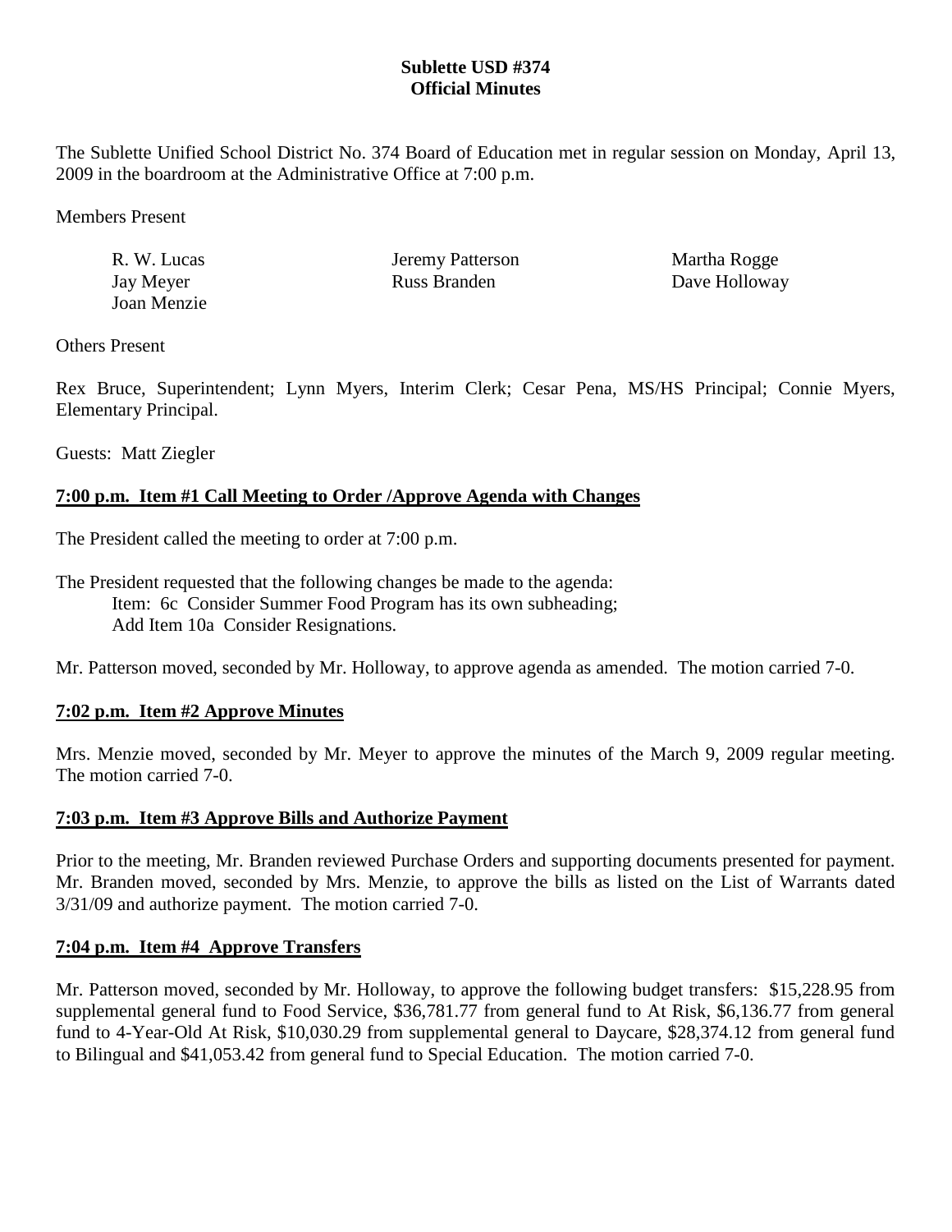# Sublette USD #374
## Official Minutes

The Sublette Unified School District No. 374 Board of Education met in regular session on Monday, April 13, 2009 in the boardroom at the Administrative Office at 7:00 p.m.

Members Present

| | | |
|---|---|---|
| R. W. Lucas | Jeremy Patterson | Martha Rogge |
| Jay Meyer | Russ Branden | Dave Holloway |
| Joan Menzie | | |

Others Present

Rex Bruce, Superintendent; Lynn Myers, Interim Clerk; Cesar Pena, MS/HS Principal; Connie Myers, Elementary Principal.

Guests: Matt Ziegler

### 7:00 p.m. Item #1 Call Meeting to Order /Approve Agenda with Changes

The President called the meeting to order at 7:00 p.m.

The President requested that the following changes be made to the agenda:

- Item: 6c Consider Summer Food Program has its own subheading;
- Add Item 10a Consider Resignations.

Mr. Patterson moved, seconded by Mr. Holloway, to approve agenda as amended. The motion carried 7-0.

### 7:02 p.m. Item #2 Approve Minutes

Mrs. Menzie moved, seconded by Mr. Meyer to approve the minutes of the March 9, 2009 regular meeting. The motion carried 7-0.

### 7:03 p.m. Item #3 Approve Bills and Authorize Payment

Prior to the meeting, Mr. Branden reviewed Purchase Orders and supporting documents presented for payment. Mr. Branden moved, seconded by Mrs. Menzie, to approve the bills as listed on the List of Warrants dated 3/31/09 and authorize payment. The motion carried 7-0.

### 7:04 p.m. Item #4 Approve Transfers

Mr. Patterson moved, seconded by Mr. Holloway, to approve the following budget transfers: $15,228.95 from supplemental general fund to Food Service, $36,781.77 from general fund to At Risk, $6,136.77 from general fund to 4-Year-Old At Risk, $10,030.29 from supplemental general to Daycare, $28,374.12 from general fund to Bilingual and $41,053.42 from general fund to Special Education. The motion carried 7-0.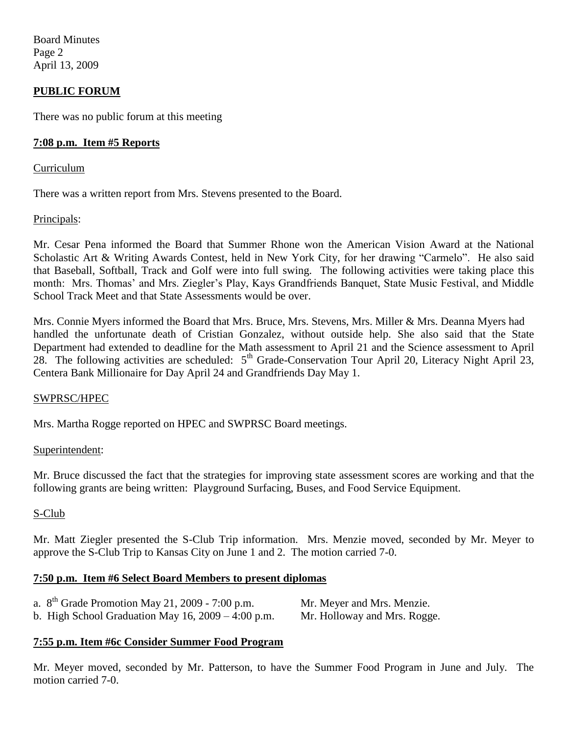**PUBLIC FORUM**

There was no public forum at this meeting

**7:08 p.m. Item #5 Reports**

Curriculum

There was a written report from Mrs. Stevens presented to the Board.

Principals:

Mr. Cesar Pena informed the Board that Summer Rhone won the American Vision Award at the National Scholastic Art & Writing Awards Contest, held in New York City, for her drawing "Carmelo". He also said that Baseball, Softball, Track and Golf were into full swing. The following activities were taking place this month: Mrs. Thomas' and Mrs. Ziegler's Play, Kays Grandfriends Banquet, State Music Festival, and Middle School Track Meet and that State Assessments would be over.

Mrs. Connie Myers informed the Board that Mrs. Bruce, Mrs. Stevens, Mrs. Miller & Mrs. Deanna Myers had handled the unfortunate death of Cristian Gonzalez, without outside help. She also said that the State Department had extended to deadline for the Math assessment to April 21 and the Science assessment to April 28. The following activities are scheduled: 5th Grade-Conservation Tour April 20, Literacy Night April 23, Centera Bank Millionaire for Day April 24 and Grandfriends Day May 1.

SWPRSC/HPEC

Mrs. Martha Rogge reported on HPEC and SWPRSC Board meetings.

Superintendent:

Mr. Bruce discussed the fact that the strategies for improving state assessment scores are working and that the following grants are being written: Playground Surfacing, Buses, and Food Service Equipment.

S-Club

Mr. Matt Ziegler presented the S-Club Trip information. Mrs. Menzie moved, seconded by Mr. Meyer to approve the S-Club Trip to Kansas City on June 1 and 2. The motion carried 7-0.

**7:50 p.m. Item #6 Select Board Members to present diplomas**

a. 8th Grade Promotion May 21, 2009 - 7:00 p.m. Mr. Meyer and Mrs. Menzie.
b. High School Graduation May 16, 2009 – 4:00 p.m. Mr. Holloway and Mrs. Rogge.

**7:55 p.m. Item #6c Consider Summer Food Program**

Mr. Meyer moved, seconded by Mr. Patterson, to have the Summer Food Program in June and July. The motion carried 7-0.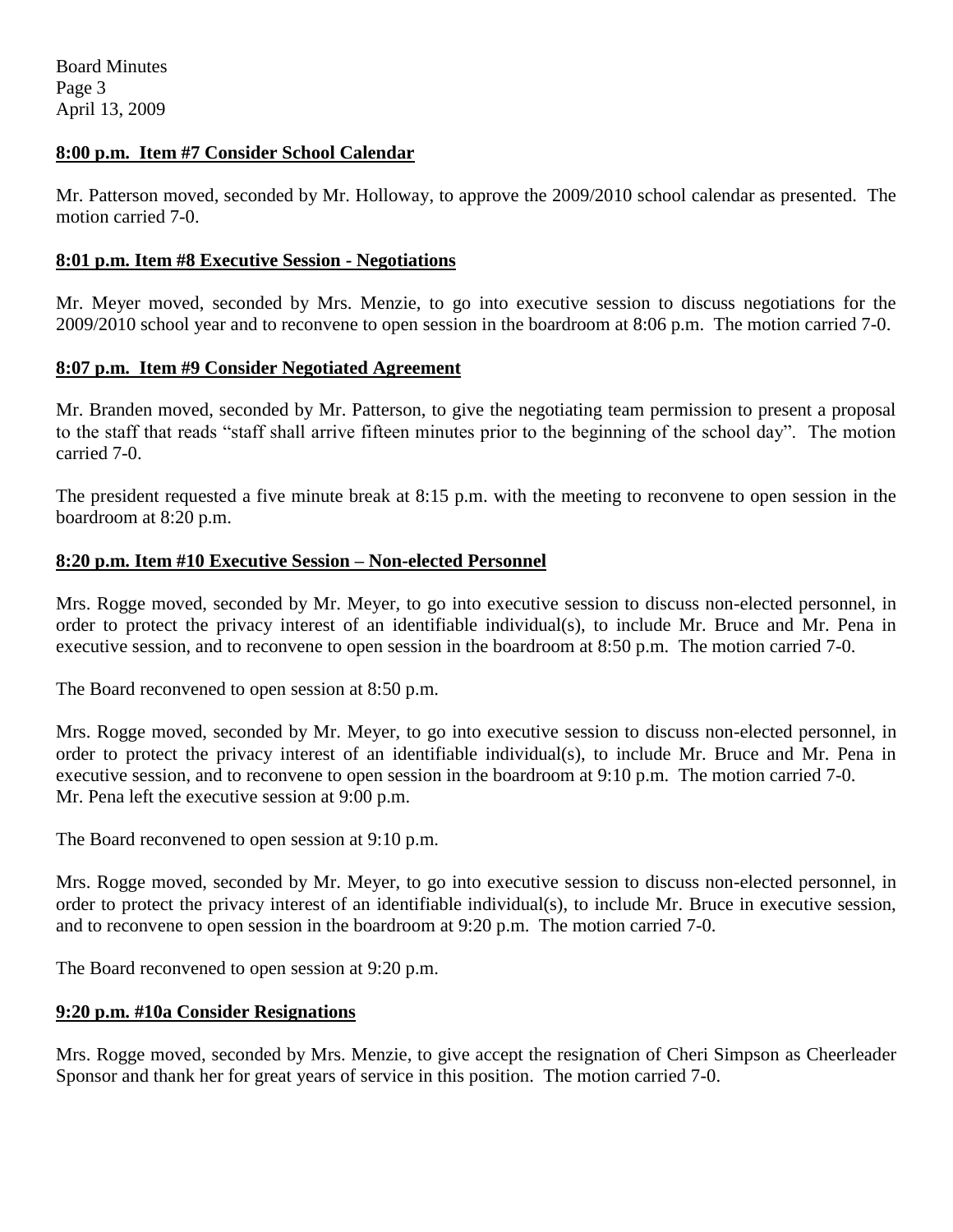**8:00 p.m. Item #7 Consider School Calendar**

Mr. Patterson moved, seconded by Mr. Holloway, to approve the 2009/2010 school calendar as presented. The motion carried 7-0.

**8:01 p.m. Item #8 Executive Session - Negotiations**

Mr. Meyer moved, seconded by Mrs. Menzie, to go into executive session to discuss negotiations for the 2009/2010 school year and to reconvene to open session in the boardroom at 8:06 p.m. The motion carried 7-0.

**8:07 p.m. Item #9 Consider Negotiated Agreement**

Mr. Branden moved, seconded by Mr. Patterson, to give the negotiating team permission to present a proposal to the staff that reads "staff shall arrive fifteen minutes prior to the beginning of the school day". The motion carried 7-0.

The president requested a five minute break at 8:15 p.m. with the meeting to reconvene to open session in the boardroom at 8:20 p.m.

**8:20 p.m. Item #10 Executive Session – Non-elected Personnel**

Mrs. Rogge moved, seconded by Mr. Meyer, to go into executive session to discuss non-elected personnel, in order to protect the privacy interest of an identifiable individual(s), to include Mr. Bruce and Mr. Pena in executive session, and to reconvene to open session in the boardroom at 8:50 p.m. The motion carried 7-0.

The Board reconvened to open session at 8:50 p.m.

Mrs. Rogge moved, seconded by Mr. Meyer, to go into executive session to discuss non-elected personnel, in order to protect the privacy interest of an identifiable individual(s), to include Mr. Bruce and Mr. Pena in executive session, and to reconvene to open session in the boardroom at 9:10 p.m. The motion carried 7-0.
Mr. Pena left the executive session at 9:00 p.m.

The Board reconvened to open session at 9:10 p.m.

Mrs. Rogge moved, seconded by Mr. Meyer, to go into executive session to discuss non-elected personnel, in order to protect the privacy interest of an identifiable individual(s), to include Mr. Bruce in executive session, and to reconvene to open session in the boardroom at 9:20 p.m. The motion carried 7-0.

The Board reconvened to open session at 9:20 p.m.

**9:20 p.m. #10a Consider Resignations**

Mrs. Rogge moved, seconded by Mrs. Menzie, to give accept the resignation of Cheri Simpson as Cheerleader Sponsor and thank her for great years of service in this position. The motion carried 7-0.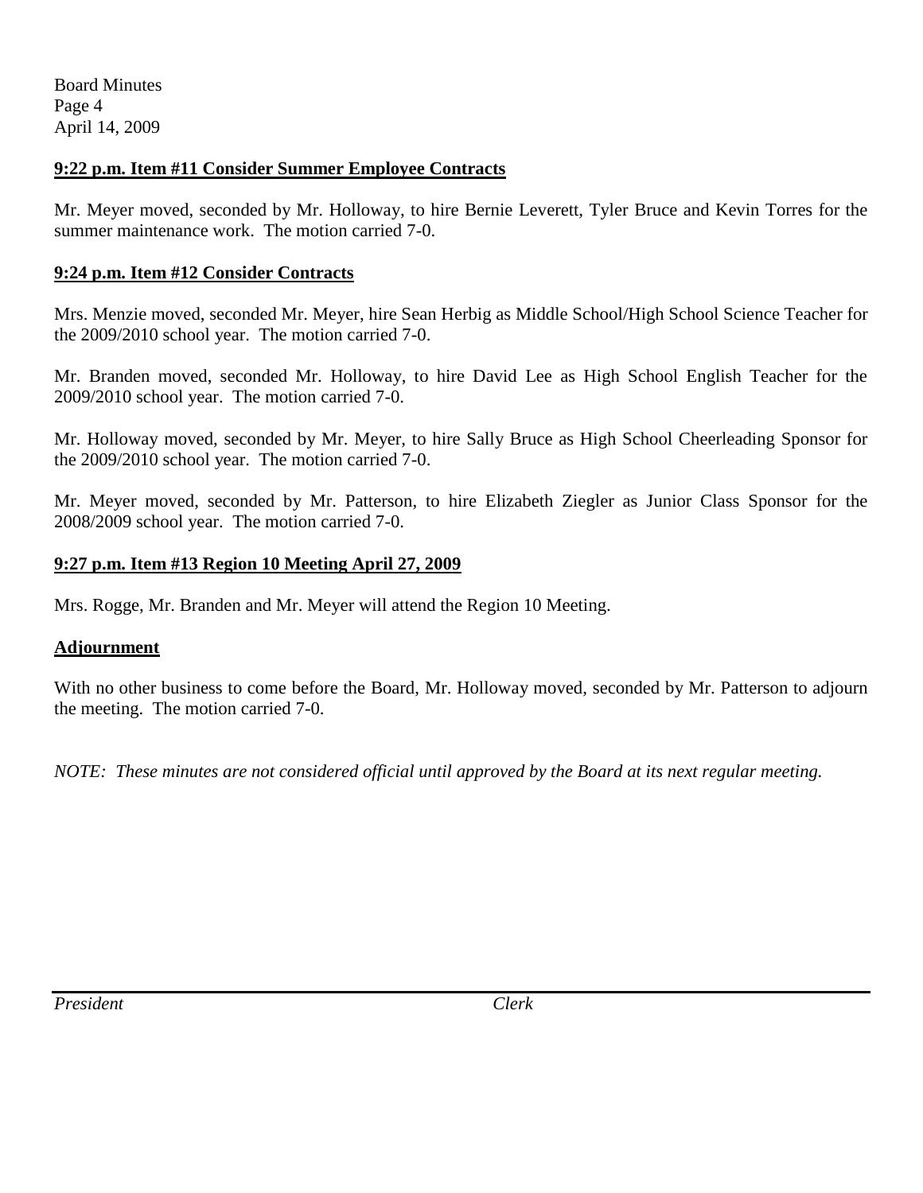**9:22 p.m. Item #11 Consider Summer Employee Contracts**

Mr. Meyer moved, seconded by Mr. Holloway, to hire Bernie Leverett, Tyler Bruce and Kevin Torres for the summer maintenance work. The motion carried 7-0.

**9:24 p.m. Item #12 Consider Contracts**

Mrs. Menzie moved, seconded Mr. Meyer, hire Sean Herbig as Middle School/High School Science Teacher for the 2009/2010 school year. The motion carried 7-0.

Mr. Branden moved, seconded Mr. Holloway, to hire David Lee as High School English Teacher for the 2009/2010 school year. The motion carried 7-0.

Mr. Holloway moved, seconded by Mr. Meyer, to hire Sally Bruce as High School Cheerleading Sponsor for the 2009/2010 school year. The motion carried 7-0.

Mr. Meyer moved, seconded by Mr. Patterson, to hire Elizabeth Ziegler as Junior Class Sponsor for the 2008/2009 school year. The motion carried 7-0.

**9:27 p.m. Item #13 Region 10 Meeting April 27, 2009**

Mrs. Rogge, Mr. Branden and Mr. Meyer will attend the Region 10 Meeting.

**Adjournment**

With no other business to come before the Board, Mr. Holloway moved, seconded by Mr. Patterson to adjourn the meeting. The motion carried 7-0.

*NOTE: These minutes are not considered official until approved by the Board at its next regular meeting.*

*President* *Clerk*